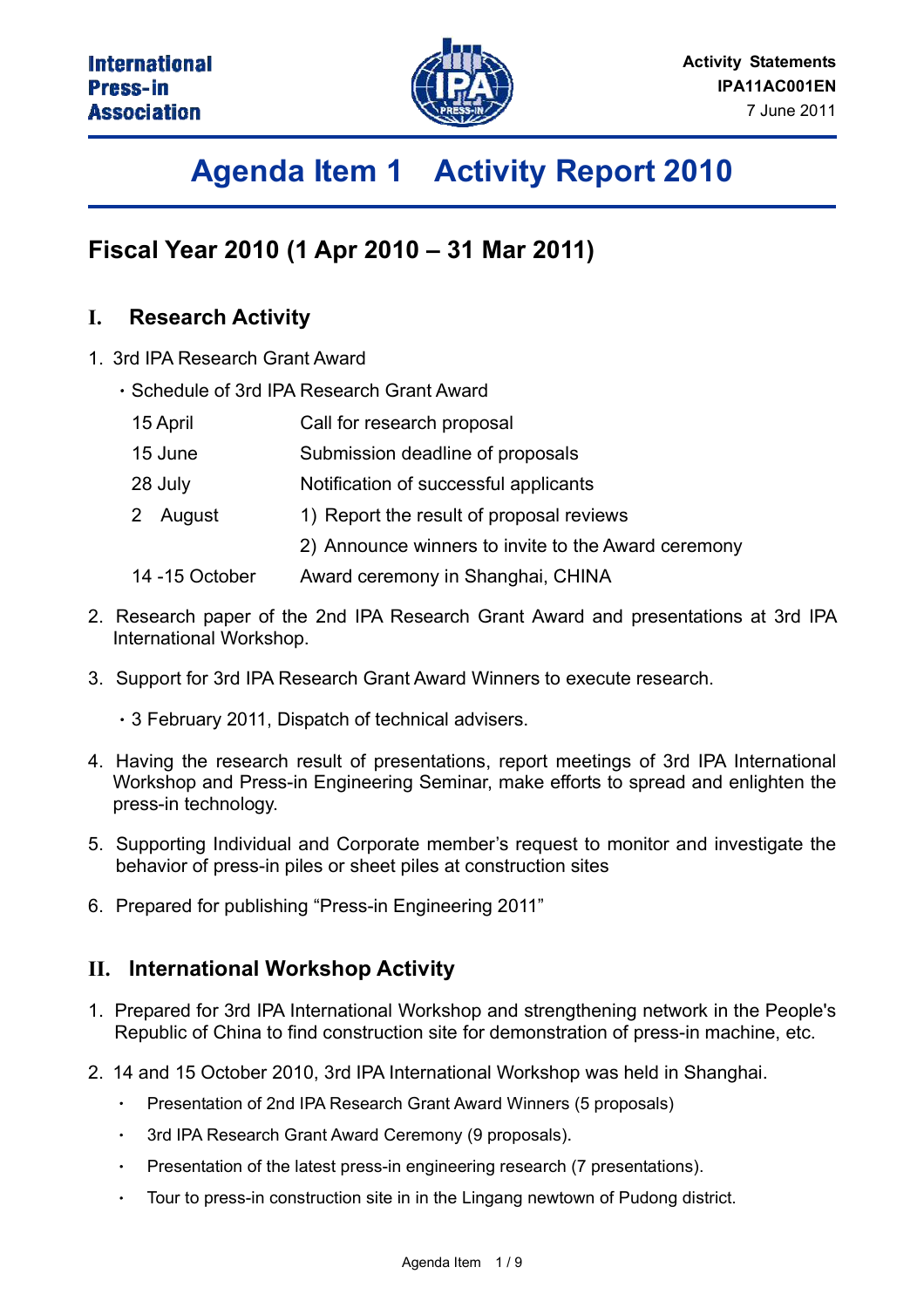International Press-in Association

**Activity Statements**
**IPA11AC001EN**
7 June 2011

# Agenda Item 1 Activity Report 2010

## Fiscal Year 2010 (1 Apr 2010 – 31 Mar 2011)

### I. Research Activity

1. 3rd IPA Research Grant Award
   - Schedule of 3rd IPA Research Grant Award

| | |
|---|---|
| 15 April | Call for research proposal |
| 15 June | Submission deadline of proposals |
| 28 July | Notification of successful applicants |
| 2 August | 1) Report the result of proposal reviews |
| | 2) Announce winners to invite to the Award ceremony |
| 14 -15 October | Award ceremony in Shanghai, CHINA |

2. Research paper of the 2nd IPA Research Grant Award and presentations at 3rd IPA International Workshop.
3. Support for 3rd IPA Research Grant Award Winners to execute research.
   - 3 February 2011, Dispatch of technical advisers.
4. Having the research result of presentations, report meetings of 3rd IPA International Workshop and Press-in Engineering Seminar, make efforts to spread and enlighten the press-in technology.
5. Supporting Individual and Corporate member's request to monitor and investigate the behavior of press-in piles or sheet piles at construction sites
6. Prepared for publishing "Press-in Engineering 2011"

### II. International Workshop Activity

1. Prepared for 3rd IPA International Workshop and strengthening network in the People's Republic of China to find construction site for demonstration of press-in machine, etc.
2. 14 and 15 October 2010, 3rd IPA International Workshop was held in Shanghai.
   - Presentation of 2nd IPA Research Grant Award Winners (5 proposals)
   - 3rd IPA Research Grant Award Ceremony (9 proposals).
   - Presentation of the latest press-in engineering research (7 presentations).
   - Tour to press-in construction site in in the Lingang newtown of Pudong district.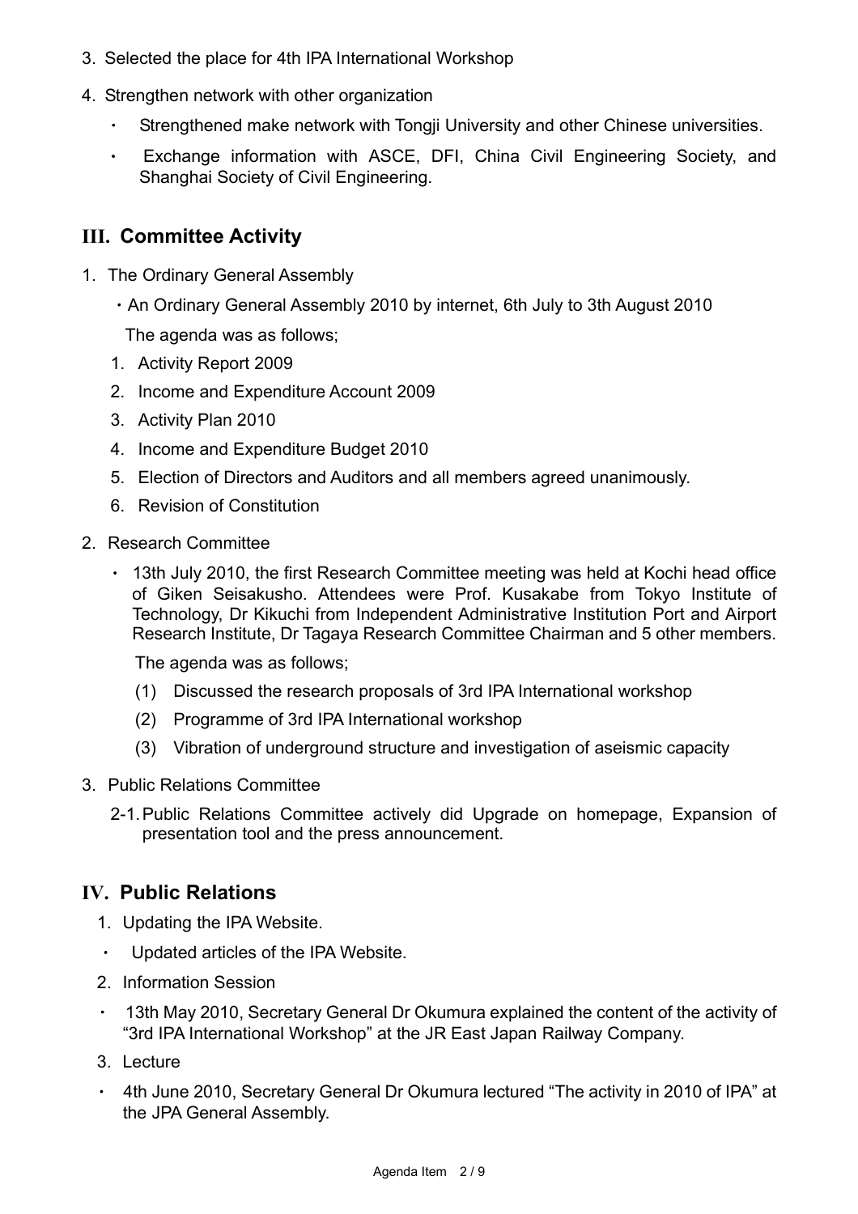3. Selected the place for 4th IPA International Workshop

4. Strengthen network with other organization

   - Strengthened make network with Tongji University and other Chinese universities.
   - Exchange information with ASCE, DFI, China Civil Engineering Society, and Shanghai Society of Civil Engineering.

## III. Committee Activity

1. The Ordinary General Assembly

   ・An Ordinary General Assembly 2010 by internet, 6th July to 3th August 2010

   The agenda was as follows;

   1. Activity Report 2009
   2. Income and Expenditure Account 2009
   3. Activity Plan 2010
   4. Income and Expenditure Budget 2010
   5. Election of Directors and Auditors and all members agreed unanimously.
   6. Revision of Constitution

2. Research Committee

   - 13th July 2010, the first Research Committee meeting was held at Kochi head office of Giken Seisakusho. Attendees were Prof. Kusakabe from Tokyo Institute of Technology, Dr Kikuchi from Independent Administrative Institution Port and Airport Research Institute, Dr Tagaya Research Committee Chairman and 5 other members.

     The agenda was as follows;

     (1) Discussed the research proposals of 3rd IPA International workshop

     (2) Programme of 3rd IPA International workshop

     (3) Vibration of underground structure and investigation of aseismic capacity

3. Public Relations Committee

   2-1. Public Relations Committee actively did Upgrade on homepage, Expansion of presentation tool and the press announcement.

## IV. Public Relations

1. Updating the IPA Website.

   - Updated articles of the IPA Website.

2. Information Session

   - 13th May 2010, Secretary General Dr Okumura explained the content of the activity of "3rd IPA International Workshop" at the JR East Japan Railway Company.

3. Lecture

   - 4th June 2010, Secretary General Dr Okumura lectured "The activity in 2010 of IPA" at the JPA General Assembly.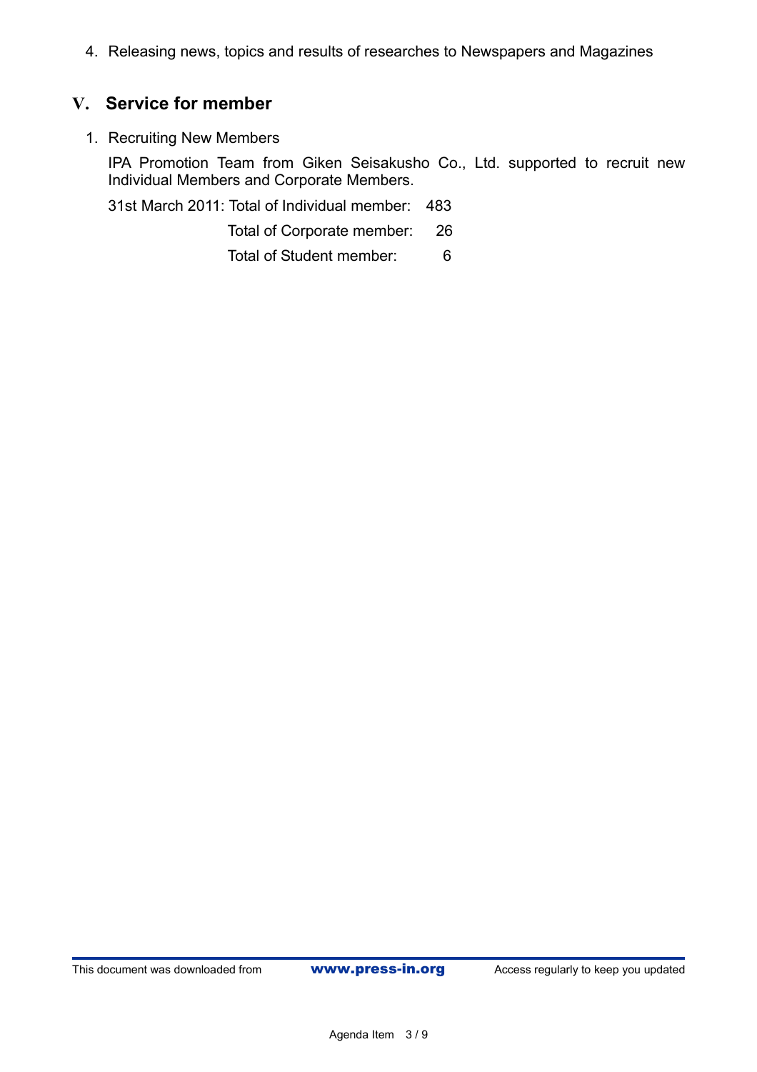4. Releasing news, topics and results of researches to Newspapers and Magazines

## V. Service for member

1. Recruiting New Members

   IPA Promotion Team from Giken Seisakusho Co., Ltd. supported to recruit new Individual Members and Corporate Members.

   31st March 2011: Total of Individual member: 483

   Total of Corporate member: 26

   Total of Student member: 6

This document was downloaded from **www.press-in.org** Access regularly to keep you updated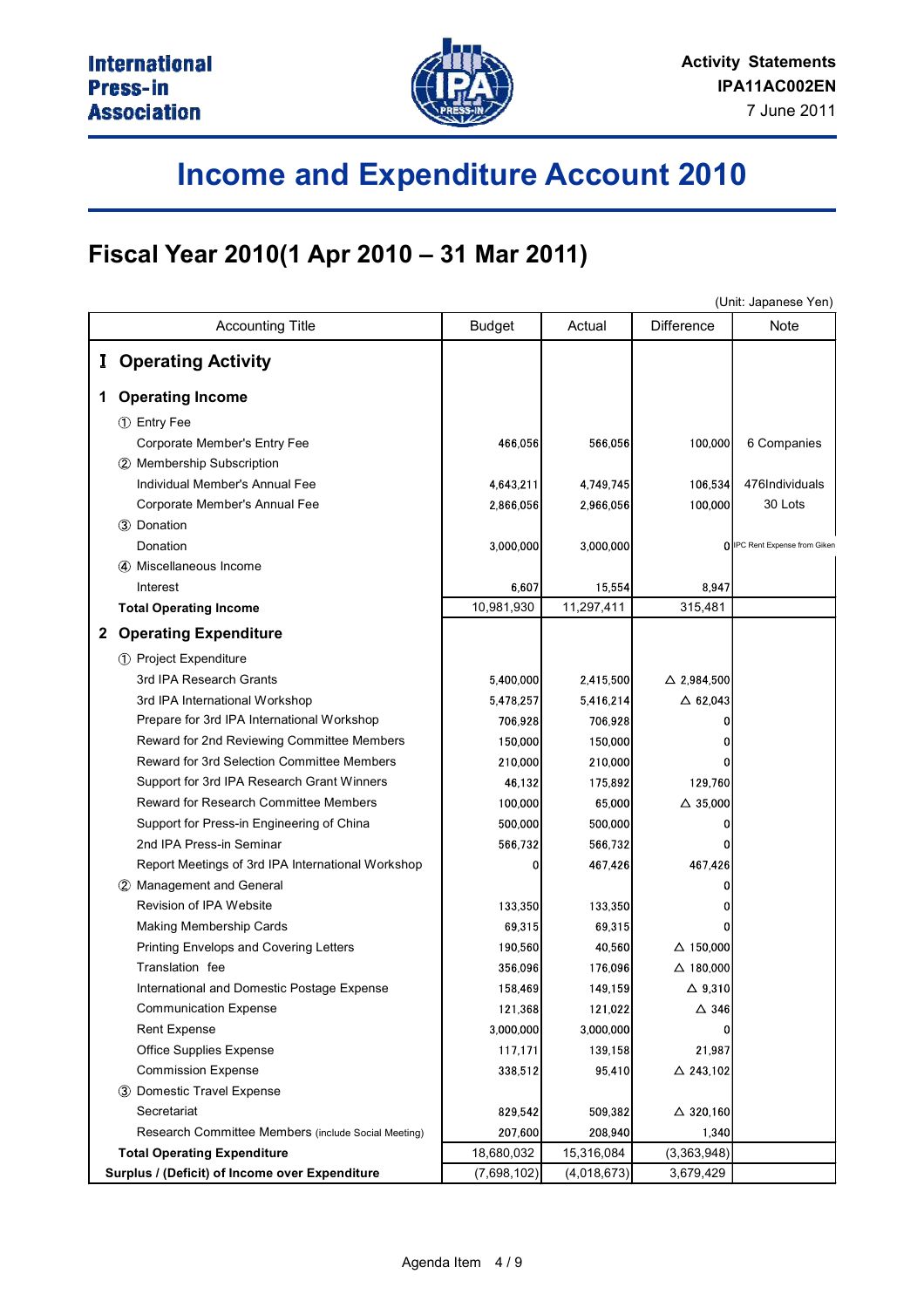International Press-in Association

**Activity Statements**
**IPA11AC002EN**
7 June 2011

# Income and Expenditure Account 2010

## Fiscal Year 2010(1 Apr 2010 – 31 Mar 2011)

(Unit: Japanese Yen)

| Accounting Title | Budget | Actual | Difference | Note |
|---|---|---|---|---|
| **Ⅰ Operating Activity** | | | | |
| **1 Operating Income** | | | | |
| ① Entry Fee | | | | |
| Corporate Member's Entry Fee | 466,056 | 566,056 | 100,000 | 6 Companies |
| ② Membership Subscription | | | | |
| Individual Member's Annual Fee | 4,643,211 | 4,749,745 | 106,534 | 476Individuals |
| Corporate Member's Annual Fee | 2,866,056 | 2,966,056 | 100,000 | 30 Lots |
| ③ Donation | | | | |
| Donation | 3,000,000 | 3,000,000 | 0 | IPC Rent Expense from Giken |
| ④ Miscellaneous Income | | | | |
| Interest | 6,607 | 15,554 | 8,947 | |
| **Total Operating Income** | 10,981,930 | 11,297,411 | 315,481 | |
| **2 Operating Expenditure** | | | | |
| ① Project Expenditure | | | | |
| 3rd IPA Research Grants | 5,400,000 | 2,415,500 | △ 2,984,500 | |
| 3rd IPA International Workshop | 5,478,257 | 5,416,214 | △ 62,043 | |
| Prepare for 3rd IPA International Workshop | 706,928 | 706,928 | 0 | |
| Reward for 2nd Reviewing Committee Members | 150,000 | 150,000 | 0 | |
| Reward for 3rd Selection Committee Members | 210,000 | 210,000 | 0 | |
| Support for 3rd IPA Research Grant Winners | 46,132 | 175,892 | 129,760 | |
| Reward for Research Committee Members | 100,000 | 65,000 | △ 35,000 | |
| Support for Press-in Engineering of China | 500,000 | 500,000 | 0 | |
| 2nd IPA Press-in Seminar | 566,732 | 566,732 | 0 | |
| Report Meetings of 3rd IPA International Workshop | 0 | 467,426 | 467,426 | |
| ② Management and General | | | 0 | |
| Revision of IPA Website | 133,350 | 133,350 | 0 | |
| Making Membership Cards | 69,315 | 69,315 | 0 | |
| Printing Envelops and Covering Letters | 190,560 | 40,560 | △ 150,000 | |
| Translation fee | 356,096 | 176,096 | △ 180,000 | |
| International and Domestic Postage Expense | 158,469 | 149,159 | △ 9,310 | |
| Communication Expense | 121,368 | 121,022 | △ 346 | |
| Rent Expense | 3,000,000 | 3,000,000 | 0 | |
| Office Supplies Expense | 117,171 | 139,158 | 21,987 | |
| Commission Expense | 338,512 | 95,410 | △ 243,102 | |
| ③ Domestic Travel Expense | | | | |
| Secretariat | 829,542 | 509,382 | △ 320,160 | |
| Research Committee Members (include Social Meeting) | 207,600 | 208,940 | 1,340 | |
| **Total Operating Expenditure** | 18,680,032 | 15,316,084 | (3,363,948) | |
| **Surplus / (Deficit) of Income over Expenditure** | (7,698,102) | (4,018,673) | 3,679,429 | |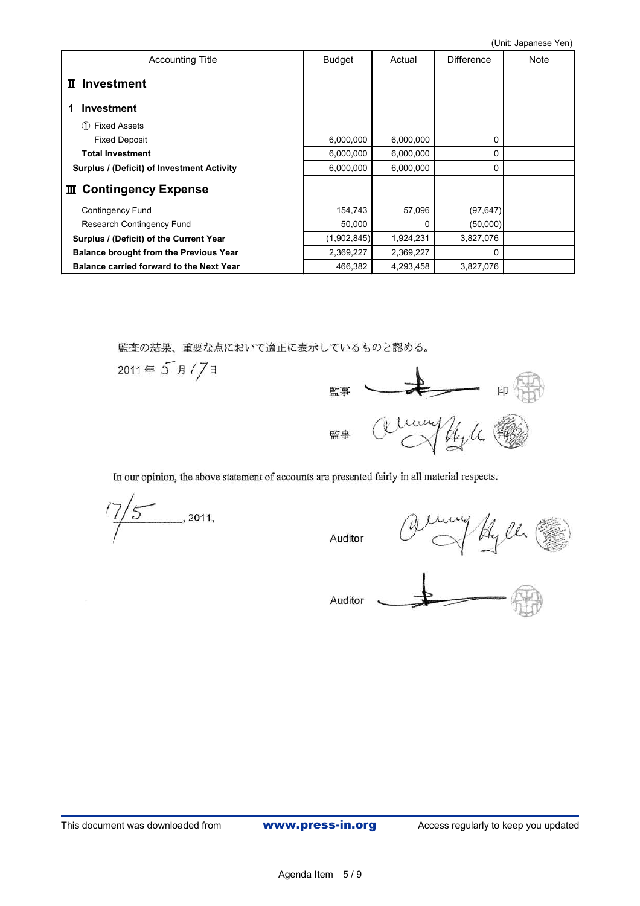(Unit: Japanese Yen)

| Accounting Title | Budget | Actual | Difference | Note |
|---|---|---|---|---|
| **Ⅱ Investment** | | | | |
| **1 Investment** | | | | |
| ① Fixed Assets | | | | |
| Fixed Deposit | 6,000,000 | 6,000,000 | 0 | |
| **Total Investment** | 6,000,000 | 6,000,000 | 0 | |
| **Surplus / (Deficit) of Investment Activity** | 6,000,000 | 6,000,000 | 0 | |
| **Ⅲ Contingency Expense** | | | | |
| Contingency Fund | 154,743 | 57,096 | (97,647) | |
| Research Contingency Fund | 50,000 | 0 | (50,000) | |
| **Surplus / (Deficit) of the Current Year** | (1,902,845) | 1,924,231 | 3,827,076 | |
| **Balance brought from the Previous Year** | 2,369,227 | 2,369,227 | 0 | |
| **Balance carried forward to the Next Year** | 466,382 | 4,293,458 | 3,827,076 | |

監査の結果、重要な点において適正に表示しているものと認める。

2011年5月17日

監事 印

監事

In our opinion, the above statement of accounts are presented fairly in all material respects.

17/5, 2011,

Auditor

Auditor

This document was downloaded from **www.press-in.org** Access regularly to keep you updated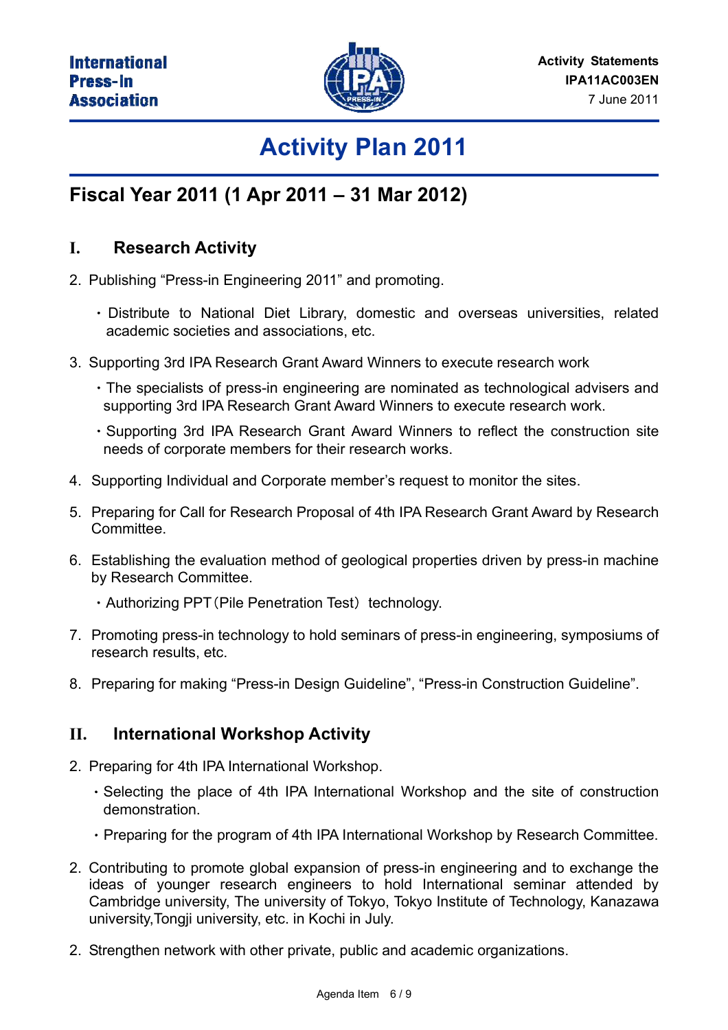International Press-In Association

Activity Statements
IPA11AC003EN
7 June 2011

# Activity Plan 2011

## Fiscal Year 2011 (1 Apr 2011 – 31 Mar 2012)

### I. Research Activity

2. Publishing “Press-in Engineering 2011” and promoting.

   ・Distribute to National Diet Library, domestic and overseas universities, related academic societies and associations, etc.

3. Supporting 3rd IPA Research Grant Award Winners to execute research work

   ・The specialists of press-in engineering are nominated as technological advisers and supporting 3rd IPA Research Grant Award Winners to execute research work.

   ・Supporting 3rd IPA Research Grant Award Winners to reflect the construction site needs of corporate members for their research works.

4. Supporting Individual and Corporate member’s request to monitor the sites.

5. Preparing for Call for Research Proposal of 4th IPA Research Grant Award by Research Committee.

6. Establishing the evaluation method of geological properties driven by press-in machine by Research Committee.

   ・Authorizing PPT（Pile Penetration Test）technology.

7. Promoting press-in technology to hold seminars of press-in engineering, symposiums of research results, etc.

8. Preparing for making “Press-in Design Guideline”, “Press-in Construction Guideline”.

### II. International Workshop Activity

2. Preparing for 4th IPA International Workshop.

   ・Selecting the place of 4th IPA International Workshop and the site of construction demonstration.

   ・Preparing for the program of 4th IPA International Workshop by Research Committee.

2. Contributing to promote global expansion of press-in engineering and to exchange the ideas of younger research engineers to hold International seminar attended by Cambridge university, The university of Tokyo, Tokyo Institute of Technology, Kanazawa university,Tongji university, etc. in Kochi in July.

2. Strengthen network with other private, public and academic organizations.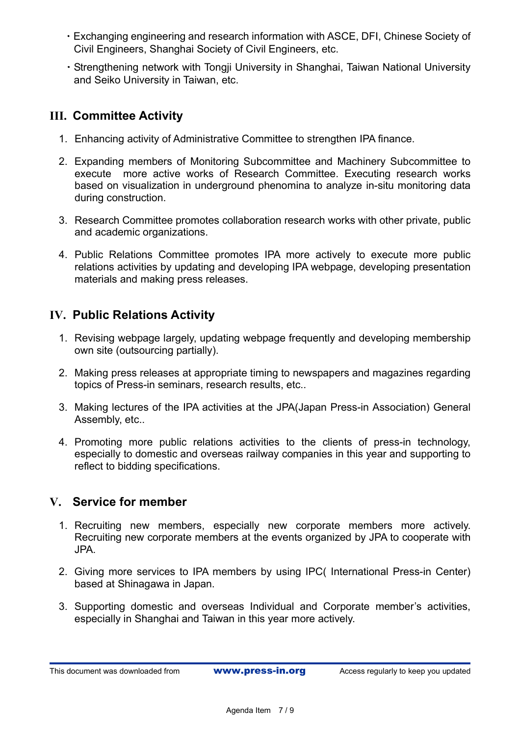- Exchanging engineering and research information with ASCE, DFI, Chinese Society of Civil Engineers, Shanghai Society of Civil Engineers, etc.
- Strengthening network with Tongji University in Shanghai, Taiwan National University and Seiko University in Taiwan, etc.

## III. Committee Activity

1. Enhancing activity of Administrative Committee to strengthen IPA finance.
2. Expanding members of Monitoring Subcommittee and Machinery Subcommittee to execute more active works of Research Committee. Executing research works based on visualization in underground phenomina to analyze in-situ monitoring data during construction.
3. Research Committee promotes collaboration research works with other private, public and academic organizations.
4. Public Relations Committee promotes IPA more actively to execute more public relations activities by updating and developing IPA webpage, developing presentation materials and making press releases.

## IV. Public Relations Activity

1. Revising webpage largely, updating webpage frequently and developing membership own site (outsourcing partially).
2. Making press releases at appropriate timing to newspapers and magazines regarding topics of Press-in seminars, research results, etc..
3. Making lectures of the IPA activities at the JPA(Japan Press-in Association) General Assembly, etc..
4. Promoting more public relations activities to the clients of press-in technology, especially to domestic and overseas railway companies in this year and supporting to reflect to bidding specifications.

## V. Service for member

1. Recruiting new members, especially new corporate members more actively. Recruiting new corporate members at the events organized by JPA to cooperate with JPA.
2. Giving more services to IPA members by using IPC( International Press-in Center) based at Shinagawa in Japan.
3. Supporting domestic and overseas Individual and Corporate member's activities, especially in Shanghai and Taiwan in this year more actively.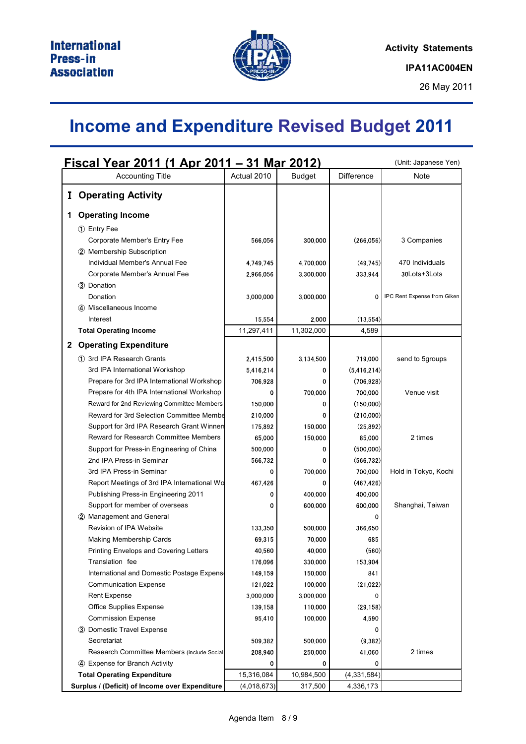International Press-in Association

**Activity Statements**

**IPA11AC004EN**

26 May 2011

# Income and Expenditure Revised Budget 2011

## Fiscal Year 2011 (1 Apr 2011 – 31 Mar 2012)

(Unit: Japanese Yen)

| Accounting Title | Actual 2010 | Budget | Difference | Note |
|---|---|---|---|---|
| **I Operating Activity** | | | | |
| **1 Operating Income** | | | | |
| ① Entry Fee | | | | |
| Corporate Member's Entry Fee | 566,056 | 300,000 | (266,056) | 3 Companies |
| ② Membership Subscription | | | | |
| Individual Member's Annual Fee | 4,749,745 | 4,700,000 | (49,745) | 470 Individuals |
| Corporate Member's Annual Fee | 2,966,056 | 3,300,000 | 333,944 | 30Lots+3Lots |
| ③ Donation | | | | |
| Donation | 3,000,000 | 3,000,000 | 0 | IPC Rent Expense from Giken |
| ④ Miscellaneous Income | | | | |
| Interest | 15,554 | 2,000 | (13,554) | |
| **Total Operating Income** | 11,297,411 | 11,302,000 | 4,589 | |
| **2 Operating Expenditure** | | | | |
| ① 3rd IPA Research Grants | 2,415,500 | 3,134,500 | 719,000 | send to 5groups |
| 3rd IPA International Workshop | 5,416,214 | 0 | (5,416,214) | |
| Prepare for 3rd IPA International Workshop | 706,928 | 0 | (706,928) | |
| Prepare for 4th IPA International Workshop | 0 | 700,000 | 700,000 | Venue visit |
| Reward for 2nd Reviewing Committee Members | 150,000 | 0 | (150,000) | |
| Reward for 3rd Selection Committee Membe | 210,000 | 0 | (210,000) | |
| Support for 3rd IPA Research Grant Winners | 175,892 | 150,000 | (25,892) | |
| Reward for Research Committee Members | 65,000 | 150,000 | 85,000 | 2 times |
| Support for Press-in Engineering of China | 500,000 | 0 | (500,000) | |
| 2nd IPA Press-in Seminar | 566,732 | 0 | (566,732) | |
| 3rd IPA Press-in Seminar | 0 | 700,000 | 700,000 | Hold in Tokyo, Kochi |
| Report Meetings of 3rd IPA International Wo | 467,426 | 0 | (467,426) | |
| Publishing Press-in Engineering 2011 | 0 | 400,000 | 400,000 | |
| Support for member of overseas | 0 | 600,000 | 600,000 | Shanghai, Taiwan |
| ② Management and General | | | 0 | |
| Revision of IPA Website | 133,350 | 500,000 | 366,650 | |
| Making Membership Cards | 69,315 | 70,000 | 685 | |
| Printing Envelops and Covering Letters | 40,560 | 40,000 | (560) | |
| Translation fee | 176,096 | 330,000 | 153,904 | |
| International and Domestic Postage Expens | 149,159 | 150,000 | 841 | |
| Communication Expense | 121,022 | 100,000 | (21,022) | |
| Rent Expense | 3,000,000 | 3,000,000 | 0 | |
| Office Supplies Expense | 139,158 | 110,000 | (29,158) | |
| Commission Expense | 95,410 | 100,000 | 4,590 | |
| ③ Domestic Travel Expense | | | 0 | |
| Secretariat | 509,382 | 500,000 | (9,382) | |
| Research Committee Members (include Social | 208,940 | 250,000 | 41,060 | 2 times |
| ④ Expense for Branch Activity | 0 | 0 | 0 | |
| **Total Operating Expenditure** | 15,316,084 | 10,984,500 | (4,331,584) | |
| **Surplus / (Deficit) of Income over Expenditure** | (4,018,673) | 317,500 | 4,336,173 | |

Agenda Item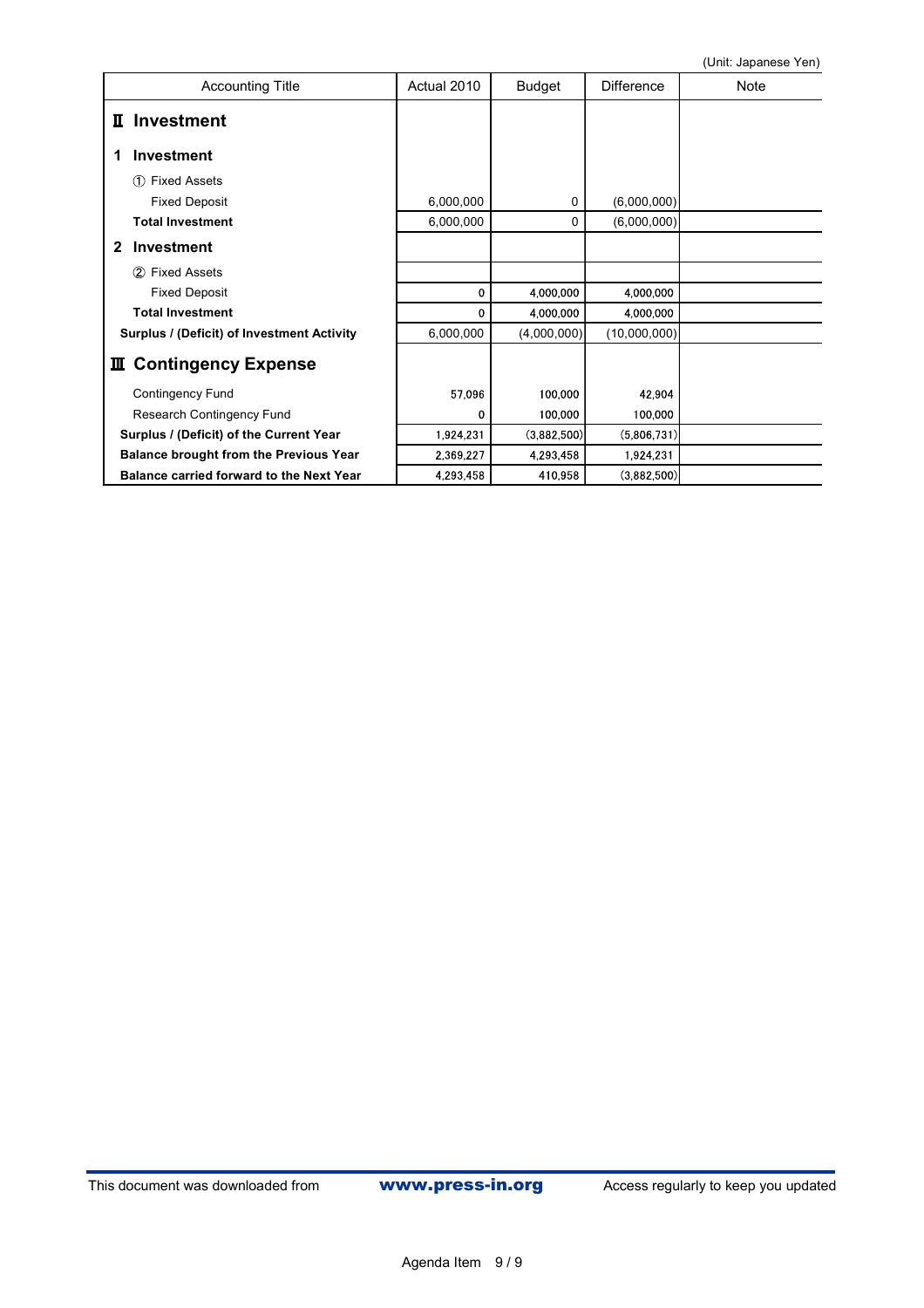(Unit: Japanese Yen)

| Accounting Title | Actual 2010 | Budget | Difference | Note |
| --- | --- | --- | --- | --- |
| **Ⅱ Investment** | | | | |
| **1 Investment** | | | | |
| ① Fixed Assets | | | | |
| Fixed Deposit | 6,000,000 | 0 | (6,000,000) | |
| **Total Investment** | 6,000,000 | 0 | (6,000,000) | |
| **2 Investment** | | | | |
| ② Fixed Assets | | | | |
| Fixed Deposit | 0 | 4,000,000 | 4,000,000 | |
| **Total Investment** | 0 | 4,000,000 | 4,000,000 | |
| **Surplus / (Deficit) of Investment Activity** | 6,000,000 | (4,000,000) | (10,000,000) | |
| **Ⅲ Contingency Expense** | | | | |
| Contingency Fund | 57,096 | 100,000 | 42,904 | |
| Research Contingency Fund | 0 | 100,000 | 100,000 | |
| **Surplus / (Deficit) of the Current Year** | 1,924,231 | (3,882,500) | (5,806,731) | |
| **Balance brought from the Previous Year** | 2,369,227 | 4,293,458 | 1,924,231 | |
| **Balance carried forward to the Next Year** | 4,293,458 | 410,958 | (3,882,500) | |

This document was downloaded from **www.press-in.org** Access regularly to keep you updated